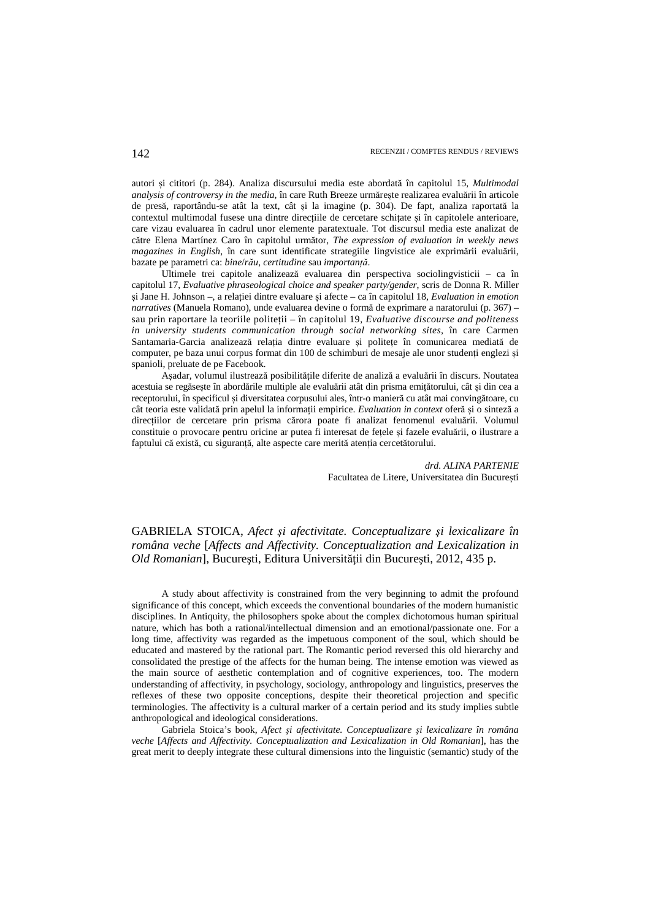autori și cititori (p. 284). Analiza discursului media este abordată în capitolul 15, *Multimodal analysis of controversy in the media*, în care Ruth Breeze urmărește realizarea evaluării în articole de presă, raportându-se atât la text, cât și la imagine (p. 304). De fapt, analiza raportată la contextul multimodal fusese una dintre direcțiile de cercetare schițate și în capitolele anterioare, care vizau evaluarea în cadrul unor elemente paratextuale. Tot discursul media este analizat de către Elena Martínez Caro în capitolul următor, *The expression of evaluation in weekly news magazines in English*, în care sunt identificate strategiile lingvistice ale exprimării evaluării, bazate pe parametri ca: *bine*/*rău*, *certitudine* sau *importanță*.

Ultimele trei capitole analizează evaluarea din perspectiva sociolingvisticii – ca în capitolul 17, *Evaluative phraseological choice and speaker party/gender*, scris de Donna R. Miller și Jane H. Johnson –, a relației dintre evaluare și afecte – ca în capitolul 18, *Evaluation in emotion narratives* (Manuela Romano), unde evaluarea devine o formă de exprimare a naratorului (p. 367) – sau prin raportare la teoriile politeții – în capitolul 19, *Evaluative discourse and politeness in university students communication through social networking sites*, în care Carmen Santamaria-Garcia analizează relația dintre evaluare și politețe în comunicarea mediată de computer, pe baza unui corpus format din 100 de schimburi de mesaje ale unor studenți englezi și spanioli, preluate de pe Facebook.

Așadar, volumul ilustrează posibilitățile diferite de analiză a evaluării în discurs. Noutatea acestuia se regăsește în abordările multiple ale evaluării atât din prisma emițătorului, cât și din cea a receptorului, în specificul și diversitatea corpusului ales, într-o manieră cu atât mai convingătoare, cu cât teoria este validată prin apelul la informații empirice. *Evaluation in context* oferă și o sinteză a direcțiilor de cercetare prin prisma cărora poate fi analizat fenomenul evaluării. Volumul constituie o provocare pentru oricine ar putea fi interesat de fețele și fazele evaluării, o ilustrare a faptului că există, cu siguranță, alte aspecte care merită atenția cercetătorului.

*drd. ALINA PARTENIE*
Facultatea de Litere, Universitatea din București

GABRIELA STOICA, *Afect şi afectivitate. Conceptualizare şi lexicalizare în româna veche* [*Affects and Affectivity. Conceptualization and Lexicalization in Old Romanian*], Bucureşti, Editura Universităţii din Bucureşti, 2012, 435 p.

A study about affectivity is constrained from the very beginning to admit the profound significance of this concept, which exceeds the conventional boundaries of the modern humanistic disciplines. In Antiquity, the philosophers spoke about the complex dichotomous human spiritual nature, which has both a rational/intellectual dimension and an emotional/passionate one. For a long time, affectivity was regarded as the impetuous component of the soul, which should be educated and mastered by the rational part. The Romantic period reversed this old hierarchy and consolidated the prestige of the affects for the human being. The intense emotion was viewed as the main source of aesthetic contemplation and of cognitive experiences, too. The modern understanding of affectivity, in psychology, sociology, anthropology and linguistics, preserves the reflexes of these two opposite conceptions, despite their theoretical projection and specific terminologies. The affectivity is a cultural marker of a certain period and its study implies subtle anthropological and ideological considerations.

Gabriela Stoica's book, *Afect şi afectivitate. Conceptualizare şi lexicalizare în româna veche* [*Affects and Affectivity. Conceptualization and Lexicalization in Old Romanian*], has the great merit to deeply integrate these cultural dimensions into the linguistic (semantic) study of the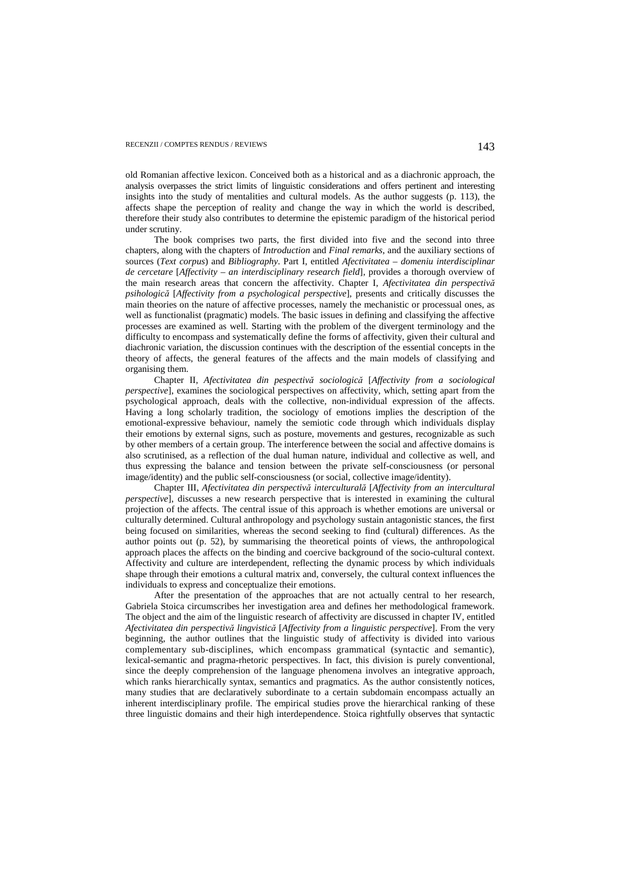old Romanian affective lexicon. Conceived both as a historical and as a diachronic approach, the analysis overpasses the strict limits of linguistic considerations and offers pertinent and interesting insights into the study of mentalities and cultural models. As the author suggests (p. 113), the affects shape the perception of reality and change the way in which the world is described, therefore their study also contributes to determine the epistemic paradigm of the historical period under scrutiny.

The book comprises two parts, the first divided into five and the second into three chapters, along with the chapters of *Introduction* and *Final remarks*, and the auxiliary sections of sources (*Text corpus*) and *Bibliography*. Part I, entitled *Afectivitatea – domeniu interdisciplinar de cercetare* [*Affectivity – an interdisciplinary research field*], provides a thorough overview of the main research areas that concern the affectivity. Chapter I, *Afectivitatea din perspectivă psihologică* [*Affectivity from a psychological perspective*], presents and critically discusses the main theories on the nature of affective processes, namely the mechanistic or processual ones, as well as functionalist (pragmatic) models. The basic issues in defining and classifying the affective processes are examined as well. Starting with the problem of the divergent terminology and the difficulty to encompass and systematically define the forms of affectivity, given their cultural and diachronic variation, the discussion continues with the description of the essential concepts in the theory of affects, the general features of the affects and the main models of classifying and organising them.

Chapter II, *Afectivitatea din pespectivă sociologică* [*Affectivity from a sociological perspective*], examines the sociological perspectives on affectivity, which, setting apart from the psychological approach, deals with the collective, non-individual expression of the affects. Having a long scholarly tradition, the sociology of emotions implies the description of the emotional-expressive behaviour, namely the semiotic code through which individuals display their emotions by external signs, such as posture, movements and gestures, recognizable as such by other members of a certain group. The interference between the social and affective domains is also scrutinised, as a reflection of the dual human nature, individual and collective as well, and thus expressing the balance and tension between the private self-consciousness (or personal image/identity) and the public self-consciousness (or social, collective image/identity).

Chapter III, *Afectivitatea din perspectivă interculturală* [*Affectivity from an intercultural perspective*], discusses a new research perspective that is interested in examining the cultural projection of the affects. The central issue of this approach is whether emotions are universal or culturally determined. Cultural anthropology and psychology sustain antagonistic stances, the first being focused on similarities, whereas the second seeking to find (cultural) differences. As the author points out (p. 52), by summarising the theoretical points of views, the anthropological approach places the affects on the binding and coercive background of the socio-cultural context. Affectivity and culture are interdependent, reflecting the dynamic process by which individuals shape through their emotions a cultural matrix and, conversely, the cultural context influences the individuals to express and conceptualize their emotions.

After the presentation of the approaches that are not actually central to her research, Gabriela Stoica circumscribes her investigation area and defines her methodological framework. The object and the aim of the linguistic research of affectivity are discussed in chapter IV, entitled *Afectivitatea din perspectivă lingvistică* [*Affectivity from a linguistic perspective*]. From the very beginning, the author outlines that the linguistic study of affectivity is divided into various complementary sub-disciplines, which encompass grammatical (syntactic and semantic), lexical-semantic and pragma-rhetoric perspectives. In fact, this division is purely conventional, since the deeply comprehension of the language phenomena involves an integrative approach, which ranks hierarchically syntax, semantics and pragmatics. As the author consistently notices, many studies that are declaratively subordinate to a certain subdomain encompass actually an inherent interdisciplinary profile. The empirical studies prove the hierarchical ranking of these three linguistic domains and their high interdependence. Stoica rightfully observes that syntactic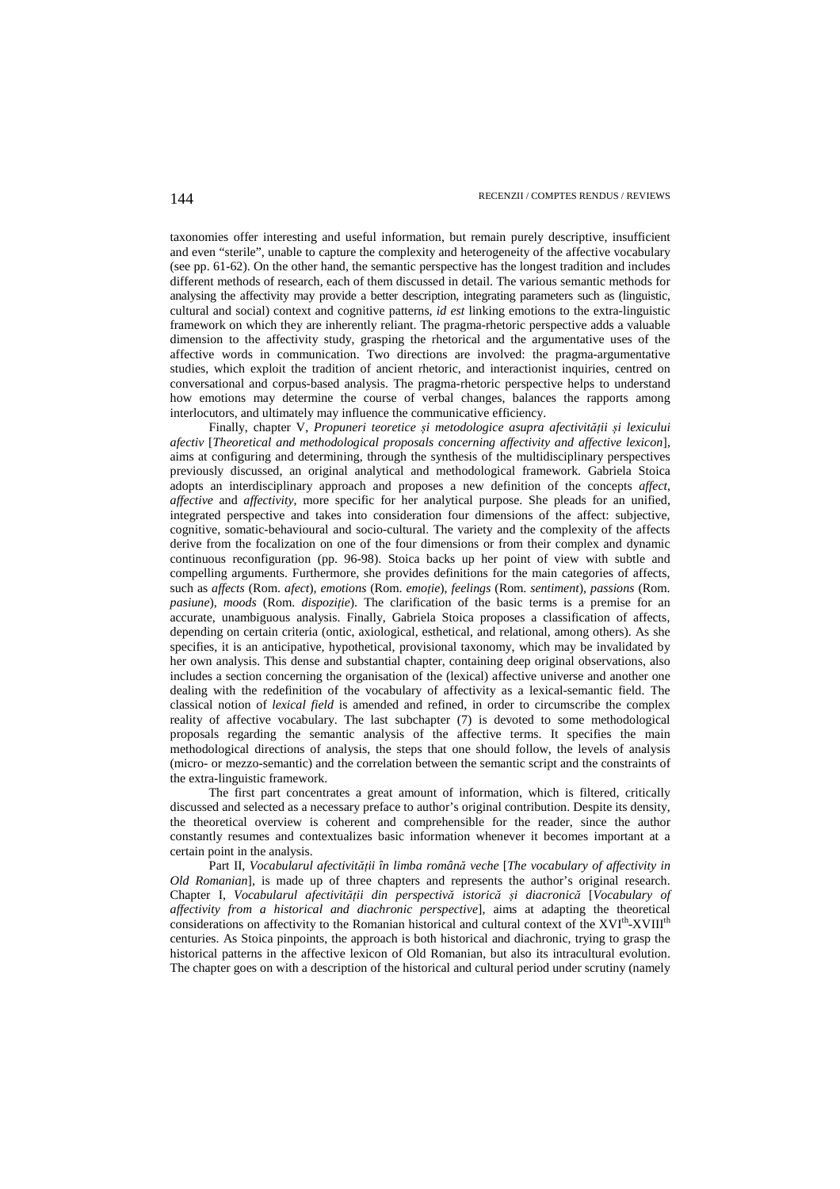taxonomies offer interesting and useful information, but remain purely descriptive, insufficient and even "sterile", unable to capture the complexity and heterogeneity of the affective vocabulary (see pp. 61-62). On the other hand, the semantic perspective has the longest tradition and includes different methods of research, each of them discussed in detail. The various semantic methods for analysing the affectivity may provide a better description, integrating parameters such as (linguistic, cultural and social) context and cognitive patterns, *id est* linking emotions to the extra-linguistic framework on which they are inherently reliant. The pragma-rhetoric perspective adds a valuable dimension to the affectivity study, grasping the rhetorical and the argumentative uses of the affective words in communication. Two directions are involved: the pragma-argumentative studies, which exploit the tradition of ancient rhetoric, and interactionist inquiries, centred on conversational and corpus-based analysis. The pragma-rhetoric perspective helps to understand how emotions may determine the course of verbal changes, balances the rapports among interlocutors, and ultimately may influence the communicative efficiency.

Finally, chapter V, *Propuneri teoretice și metodologice asupra afectivității și lexicului afectiv* [*Theoretical and methodological proposals concerning affectivity and affective lexicon*], aims at configuring and determining, through the synthesis of the multidisciplinary perspectives previously discussed, an original analytical and methodological framework. Gabriela Stoica adopts an interdisciplinary approach and proposes a new definition of the concepts *affect*, *affective* and *affectivity*, more specific for her analytical purpose. She pleads for an unified, integrated perspective and takes into consideration four dimensions of the affect: subjective, cognitive, somatic-behavioural and socio-cultural. The variety and the complexity of the affects derive from the focalization on one of the four dimensions or from their complex and dynamic continuous reconfiguration (pp. 96-98). Stoica backs up her point of view with subtle and compelling arguments. Furthermore, she provides definitions for the main categories of affects, such as *affects* (Rom. *afect*), *emotions* (Rom. *emoție*), *feelings* (Rom. *sentiment*), *passions* (Rom. *pasiune*), *moods* (Rom. *dispoziție*). The clarification of the basic terms is a premise for an accurate, unambiguous analysis. Finally, Gabriela Stoica proposes a classification of affects, depending on certain criteria (ontic, axiological, esthetical, and relational, among others). As she specifies, it is an anticipative, hypothetical, provisional taxonomy, which may be invalidated by her own analysis. This dense and substantial chapter, containing deep original observations, also includes a section concerning the organisation of the (lexical) affective universe and another one dealing with the redefinition of the vocabulary of affectivity as a lexical-semantic field. The classical notion of *lexical field* is amended and refined, in order to circumscribe the complex reality of affective vocabulary. The last subchapter (7) is devoted to some methodological proposals regarding the semantic analysis of the affective terms. It specifies the main methodological directions of analysis, the steps that one should follow, the levels of analysis (micro- or mezzo-semantic) and the correlation between the semantic script and the constraints of the extra-linguistic framework.

The first part concentrates a great amount of information, which is filtered, critically discussed and selected as a necessary preface to author's original contribution. Despite its density, the theoretical overview is coherent and comprehensible for the reader, since the author constantly resumes and contextualizes basic information whenever it becomes important at a certain point in the analysis.

Part II, *Vocabularul afectivității în limba română veche* [*The vocabulary of affectivity in Old Romanian*], is made up of three chapters and represents the author's original research. Chapter I, *Vocabularul afectivității din perspectivă istorică și diacronică* [*Vocabulary of affectivity from a historical and diachronic perspective*], aims at adapting the theoretical considerations on affectivity to the Romanian historical and cultural context of the XVI$^{th}$-XVIII$^{th}$ centuries. As Stoica pinpoints, the approach is both historical and diachronic, trying to grasp the historical patterns in the affective lexicon of Old Romanian, but also its intracultural evolution. The chapter goes on with a description of the historical and cultural period under scrutiny (namely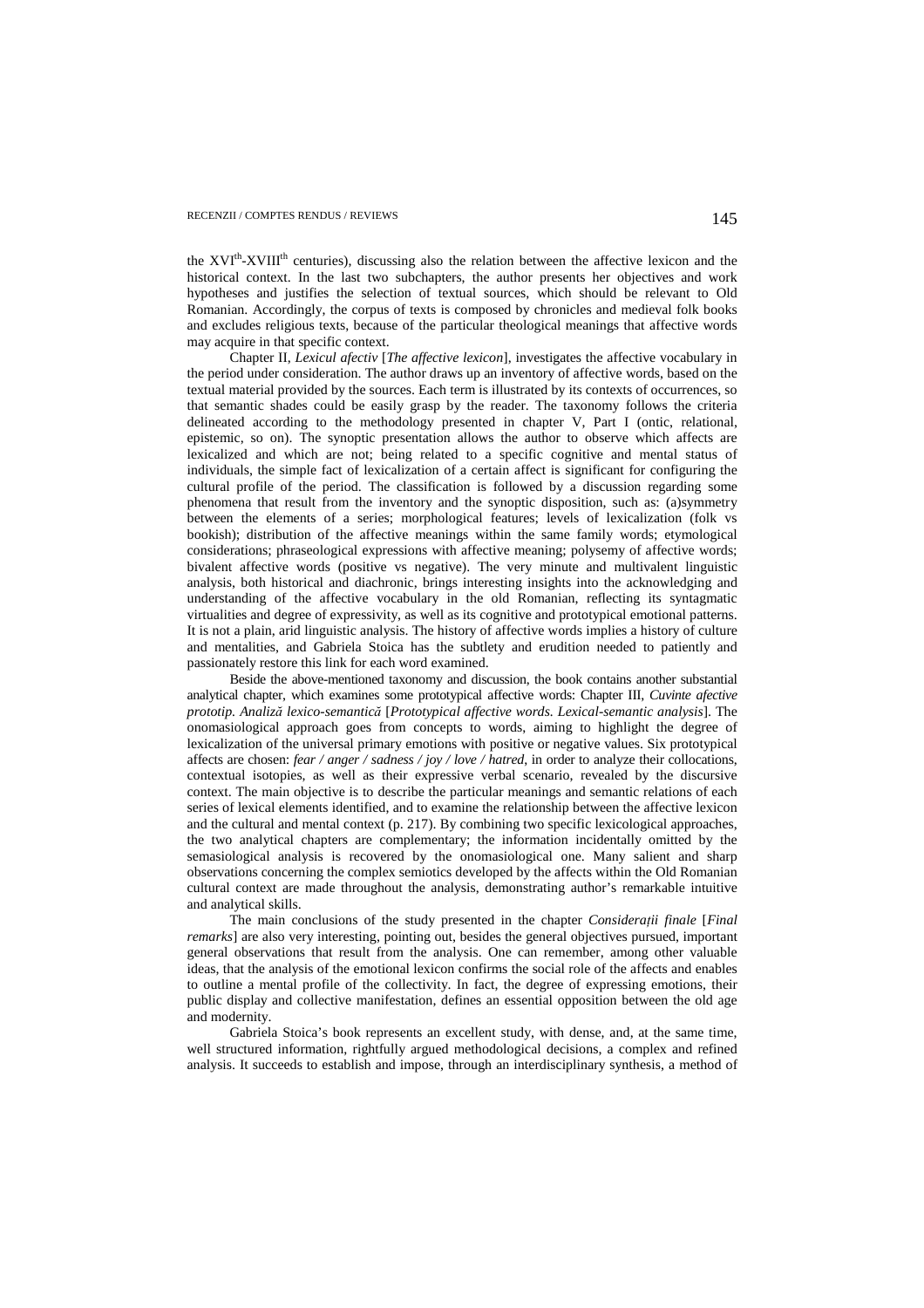the XVI$^{th}$-XVIII$^{th}$ centuries), discussing also the relation between the affective lexicon and the historical context. In the last two subchapters, the author presents her objectives and work hypotheses and justifies the selection of textual sources, which should be relevant to Old Romanian. Accordingly, the corpus of texts is composed by chronicles and medieval folk books and excludes religious texts, because of the particular theological meanings that affective words may acquire in that specific context.

Chapter II, *Lexicul afectiv* [*The affective lexicon*], investigates the affective vocabulary in the period under consideration. The author draws up an inventory of affective words, based on the textual material provided by the sources. Each term is illustrated by its contexts of occurrences, so that semantic shades could be easily grasp by the reader. The taxonomy follows the criteria delineated according to the methodology presented in chapter V, Part I (ontic, relational, epistemic, so on). The synoptic presentation allows the author to observe which affects are lexicalized and which are not; being related to a specific cognitive and mental status of individuals, the simple fact of lexicalization of a certain affect is significant for configuring the cultural profile of the period. The classification is followed by a discussion regarding some phenomena that result from the inventory and the synoptic disposition, such as: (a)symmetry between the elements of a series; morphological features; levels of lexicalization (folk vs bookish); distribution of the affective meanings within the same family words; etymological considerations; phraseological expressions with affective meaning; polysemy of affective words; bivalent affective words (positive vs negative). The very minute and multivalent linguistic analysis, both historical and diachronic, brings interesting insights into the acknowledging and understanding of the affective vocabulary in the old Romanian, reflecting its syntagmatic virtualities and degree of expressivity, as well as its cognitive and prototypical emotional patterns. It is not a plain, arid linguistic analysis. The history of affective words implies a history of culture and mentalities, and Gabriela Stoica has the subtlety and erudition needed to patiently and passionately restore this link for each word examined.

Beside the above-mentioned taxonomy and discussion, the book contains another substantial analytical chapter, which examines some prototypical affective words: Chapter III, *Cuvinte afective prototip. Analiză lexico-semantică* [*Prototypical affective words. Lexical-semantic analysis*]. The onomasiological approach goes from concepts to words, aiming to highlight the degree of lexicalization of the universal primary emotions with positive or negative values. Six prototypical affects are chosen: *fear / anger / sadness / joy / love / hatred*, in order to analyze their collocations, contextual isotopies, as well as their expressive verbal scenario, revealed by the discursive context. The main objective is to describe the particular meanings and semantic relations of each series of lexical elements identified, and to examine the relationship between the affective lexicon and the cultural and mental context (p. 217). By combining two specific lexicological approaches, the two analytical chapters are complementary; the information incidentally omitted by the semasiological analysis is recovered by the onomasiological one. Many salient and sharp observations concerning the complex semiotics developed by the affects within the Old Romanian cultural context are made throughout the analysis, demonstrating author's remarkable intuitive and analytical skills.

The main conclusions of the study presented in the chapter *Considerații finale* [*Final remarks*] are also very interesting, pointing out, besides the general objectives pursued, important general observations that result from the analysis. One can remember, among other valuable ideas, that the analysis of the emotional lexicon confirms the social role of the affects and enables to outline a mental profile of the collectivity. In fact, the degree of expressing emotions, their public display and collective manifestation, defines an essential opposition between the old age and modernity.

Gabriela Stoica's book represents an excellent study, with dense, and, at the same time, well structured information, rightfully argued methodological decisions, a complex and refined analysis. It succeeds to establish and impose, through an interdisciplinary synthesis, a method of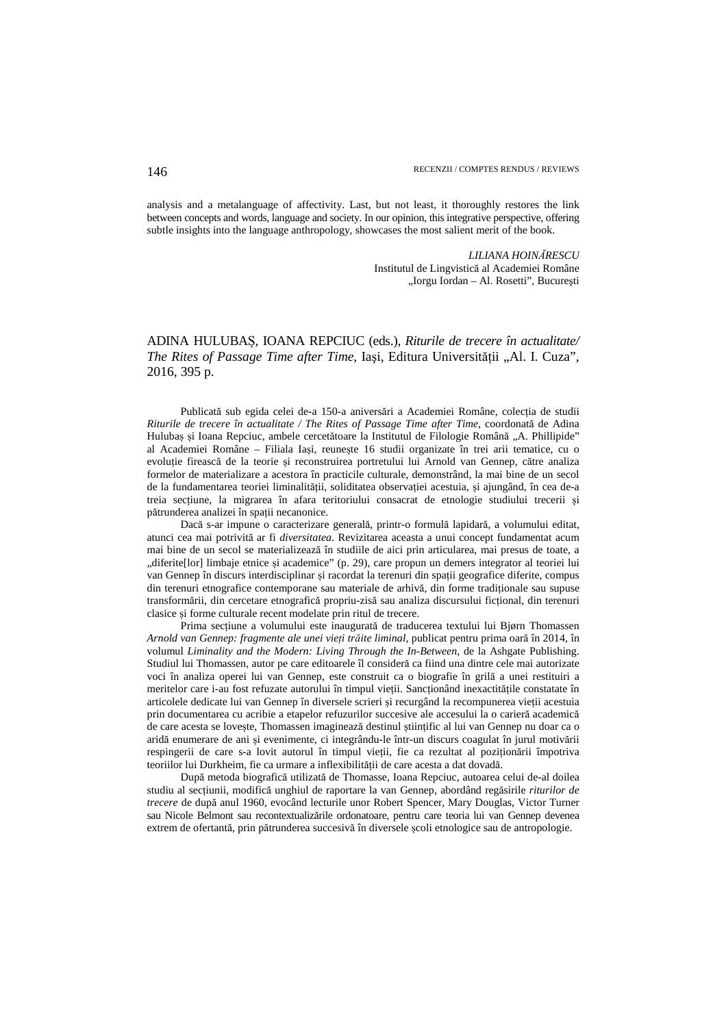analysis and a metalanguage of affectivity. Last, but not least, it thoroughly restores the link between concepts and words, language and society. In our opinion, this integrative perspective, offering subtle insights into the language anthropology, showcases the most salient merit of the book.

*LILIANA HOINĂRESCU*
Institutul de Lingvistică al Academiei Române
„Iorgu Iordan – Al. Rosetti", București

## ADINA HULUBAȘ, IOANA REPCIUC (eds.), *Riturile de trecere în actualitate/ The Rites of Passage Time after Time*, Iași, Editura Universității „Al. I. Cuza", 2016, 395 p.

Publicată sub egida celei de-a 150-a aniversări a Academiei Române, colecția de studii *Riturile de trecere în actualitate / The Rites of Passage Time after Time*, coordonată de Adina Hulubaș și Ioana Repciuc, ambele cercetătoare la Institutul de Filologie Română „A. Phillipide" al Academiei Române – Filiala Iași, reunește 16 studii organizate în trei arii tematice, cu o evoluție firească de la teorie și reconstruirea portretului lui Arnold van Gennep, către analiza formelor de materializare a acestora în practicile culturale, demonstrând, la mai bine de un secol de la fundamentarea teoriei liminalității, soliditatea observației acestuia, și ajungând, în cea de-a treia secțiune, la migrarea în afara teritoriului consacrat de etnologie studiului trecerii și pătrunderea analizei în spații necanonice.

Dacă s-ar impune o caracterizare generală, printr-o formulă lapidară, a volumului editat, atunci cea mai potrivită ar fi *diversitatea*. Revizitarea aceasta a unui concept fundamentat acum mai bine de un secol se materializează în studiile de aici prin articularea, mai presus de toate, a „diferite[lor] limbaje etnice și academice" (p. 29), care propun un demers integrator al teoriei lui van Gennep în discurs interdisciplinar și racordat la terenuri din spații geografice diferite, compus din terenuri etnografice contemporane sau materiale de arhivă, din forme tradiționale sau supuse transformării, din cercetare etnografică propriu-zisă sau analiza discursului ficțional, din terenuri clasice și forme culturale recent modelate prin ritul de trecere.

Prima secțiune a volumului este inaugurată de traducerea textului lui Bjørn Thomassen *Arnold van Gennep: fragmente ale unei vieți trăite liminal*, publicat pentru prima oară în 2014, în volumul *Liminality and the Modern: Living Through the In-Between*, de la Ashgate Publishing. Studiul lui Thomassen, autor pe care editoarele îl consideră ca fiind una dintre cele mai autorizate voci în analiza operei lui van Gennep, este construit ca o biografie în grilă a unei restituiri a meritelor care i-au fost refuzate autorului în timpul vieții. Sancționând inexactitățile constatate în articolele dedicate lui van Gennep în diversele scrieri și recurgând la recompunerea vieții acestuia prin documentarea cu acribie a etapelor refuzurilor succesive ale accesului la o carieră academică de care acesta se lovește, Thomassen imaginează destinul științific al lui van Gennep nu doar ca o aridă enumerare de ani și evenimente, ci integrându-le într-un discurs coagulat în jurul motivării respingerii de care s-a lovit autorul în timpul vieții, fie ca rezultat al poziționării împotriva teoriilor lui Durkheim, fie ca urmare a inflexibilității de care acesta a dat dovadă.

După metoda biografică utilizată de Thomasse, Ioana Repciuc, autoarea celui de-al doilea studiu al secțiunii, modifică unghiul de raportare la van Gennep, abordând regăsirile *riturilor de trecere* de după anul 1960, evocând lecturile unor Robert Spencer, Mary Douglas, Victor Turner sau Nicole Belmont sau recontextualizările ordonatoare, pentru care teoria lui van Gennep devenea extrem de ofertantă, prin pătrunderea succesivă în diversele școli etnologice sau de antropologie.